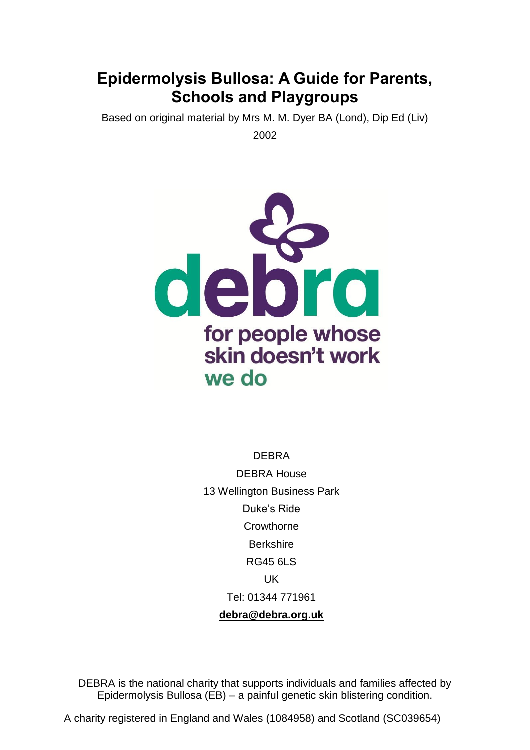# Epidermolysis Bullosa: A Guide for Parents, Schools and Playgroups

Based on original material by Mrs M. M. Dyer BA (Lond), Dip Ed (Liv)

2002

debra

for people whose skin doesn't work

we do

DEBRA

DEBRA House

13 Wellington Business Park

Duke's Ride

Crowthorne

Berkshire

RG45 6LS

UK

Tel: 01344 771961

**debra@debra.org.uk**

DEBRA is the national charity that supports individuals and families affected by Epidermolysis Bullosa (EB) – a painful genetic skin blistering condition.

A charity registered in England and Wales (1084958) and Scotland (SC039654)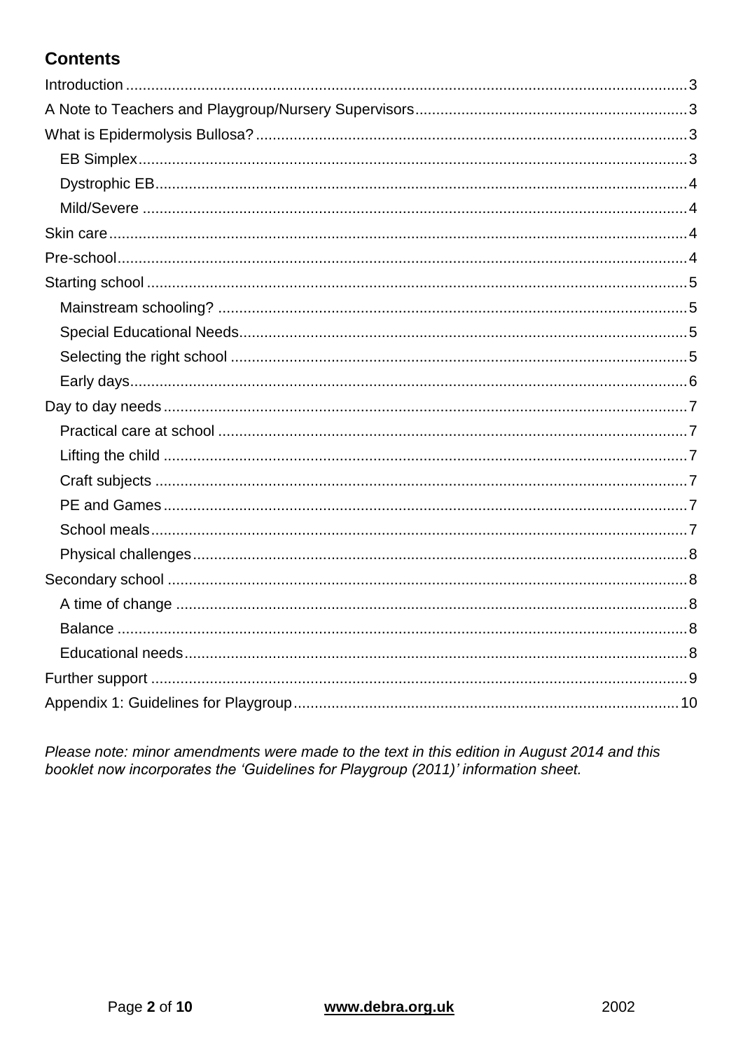## Contents

- Introduction ..... 3
- A Note to Teachers and Playgroup/Nursery Supervisors ..... 3
- What is Epidermolysis Bullosa? ..... 3
  - EB Simplex ..... 3
  - Dystrophic EB ..... 4
  - Mild/Severe ..... 4
- Skin care ..... 4
- Pre-school ..... 4
- Starting school ..... 5
  - Mainstream schooling? ..... 5
  - Special Educational Needs ..... 5
  - Selecting the right school ..... 5
  - Early days ..... 6
- Day to day needs ..... 7
  - Practical care at school ..... 7
  - Lifting the child ..... 7
  - Craft subjects ..... 7
  - PE and Games ..... 7
  - School meals ..... 7
  - Physical challenges ..... 8
- Secondary school ..... 8
  - A time of change ..... 8
  - Balance ..... 8
  - Educational needs ..... 8
- Further support ..... 9
- Appendix 1: Guidelines for Playgroup ..... 10

*Please note: minor amendments were made to the text in this edition in August 2014 and this booklet now incorporates the 'Guidelines for Playgroup (2011)' information sheet.*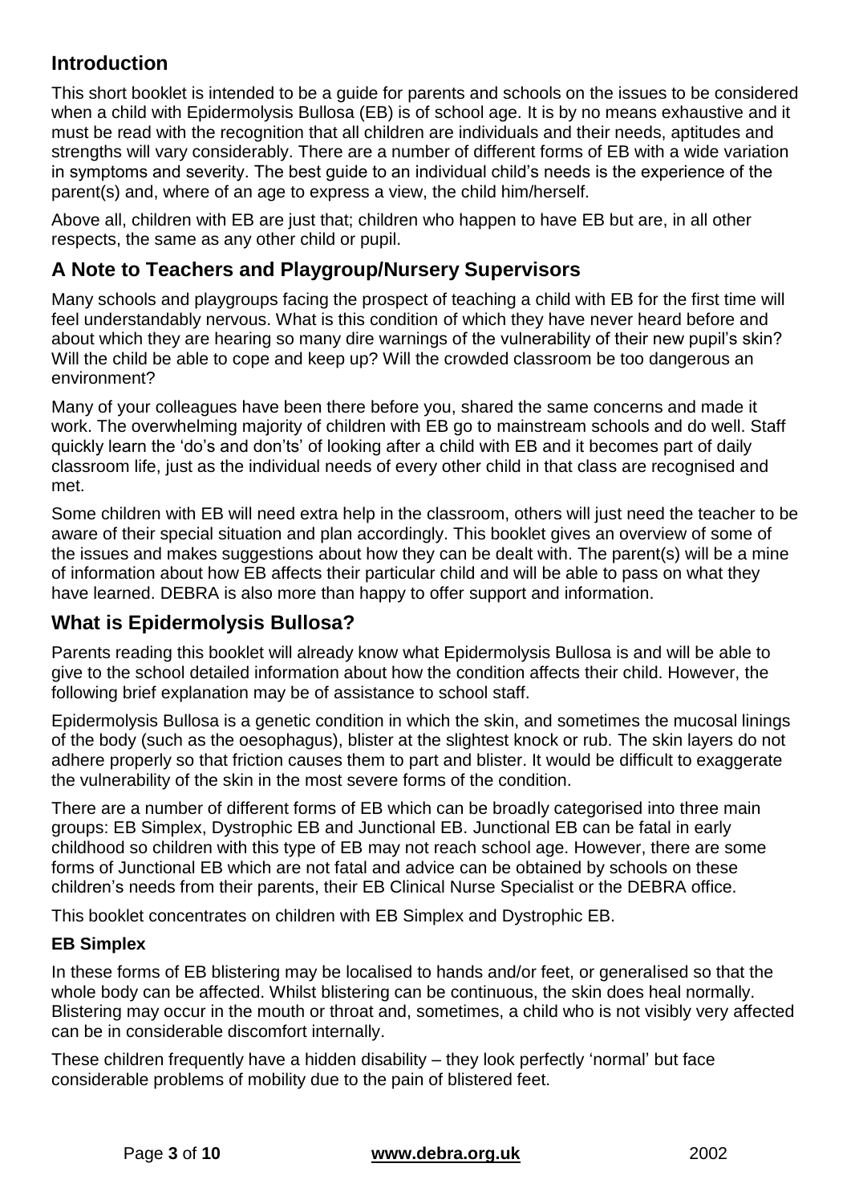## Introduction

This short booklet is intended to be a guide for parents and schools on the issues to be considered when a child with Epidermolysis Bullosa (EB) is of school age. It is by no means exhaustive and it must be read with the recognition that all children are individuals and their needs, aptitudes and strengths will vary considerably. There are a number of different forms of EB with a wide variation in symptoms and severity. The best guide to an individual child's needs is the experience of the parent(s) and, where of an age to express a view, the child him/herself.

Above all, children with EB are just that; children who happen to have EB but are, in all other respects, the same as any other child or pupil.

## A Note to Teachers and Playgroup/Nursery Supervisors

Many schools and playgroups facing the prospect of teaching a child with EB for the first time will feel understandably nervous. What is this condition of which they have never heard before and about which they are hearing so many dire warnings of the vulnerability of their new pupil's skin? Will the child be able to cope and keep up? Will the crowded classroom be too dangerous an environment?

Many of your colleagues have been there before you, shared the same concerns and made it work. The overwhelming majority of children with EB go to mainstream schools and do well. Staff quickly learn the 'do's and don'ts' of looking after a child with EB and it becomes part of daily classroom life, just as the individual needs of every other child in that class are recognised and met.

Some children with EB will need extra help in the classroom, others will just need the teacher to be aware of their special situation and plan accordingly. This booklet gives an overview of some of the issues and makes suggestions about how they can be dealt with. The parent(s) will be a mine of information about how EB affects their particular child and will be able to pass on what they have learned. DEBRA is also more than happy to offer support and information.

## What is Epidermolysis Bullosa?

Parents reading this booklet will already know what Epidermolysis Bullosa is and will be able to give to the school detailed information about how the condition affects their child. However, the following brief explanation may be of assistance to school staff.

Epidermolysis Bullosa is a genetic condition in which the skin, and sometimes the mucosal linings of the body (such as the oesophagus), blister at the slightest knock or rub. The skin layers do not adhere properly so that friction causes them to part and blister. It would be difficult to exaggerate the vulnerability of the skin in the most severe forms of the condition.

There are a number of different forms of EB which can be broadly categorised into three main groups: EB Simplex, Dystrophic EB and Junctional EB. Junctional EB can be fatal in early childhood so children with this type of EB may not reach school age. However, there are some forms of Junctional EB which are not fatal and advice can be obtained by schools on these children's needs from their parents, their EB Clinical Nurse Specialist or the DEBRA office.

This booklet concentrates on children with EB Simplex and Dystrophic EB.

### EB Simplex

In these forms of EB blistering may be localised to hands and/or feet, or generalised so that the whole body can be affected. Whilst blistering can be continuous, the skin does heal normally. Blistering may occur in the mouth or throat and, sometimes, a child who is not visibly very affected can be in considerable discomfort internally.

These children frequently have a hidden disability – they look perfectly 'normal' but face considerable problems of mobility due to the pain of blistered feet.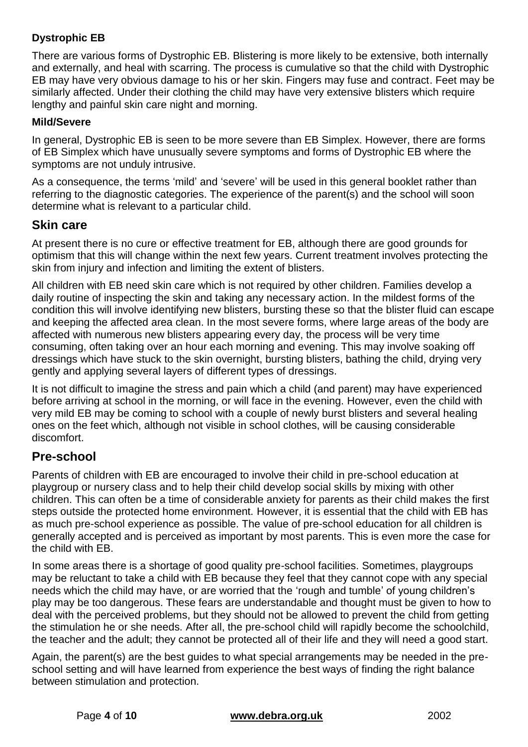### Dystrophic EB

There are various forms of Dystrophic EB. Blistering is more likely to be extensive, both internally and externally, and heal with scarring. The process is cumulative so that the child with Dystrophic EB may have very obvious damage to his or her skin. Fingers may fuse and contract. Feet may be similarly affected. Under their clothing the child may have very extensive blisters which require lengthy and painful skin care night and morning.

### Mild/Severe

In general, Dystrophic EB is seen to be more severe than EB Simplex. However, there are forms of EB Simplex which have unusually severe symptoms and forms of Dystrophic EB where the symptoms are not unduly intrusive.

As a consequence, the terms 'mild' and 'severe' will be used in this general booklet rather than referring to the diagnostic categories. The experience of the parent(s) and the school will soon determine what is relevant to a particular child.

## Skin care

At present there is no cure or effective treatment for EB, although there are good grounds for optimism that this will change within the next few years. Current treatment involves protecting the skin from injury and infection and limiting the extent of blisters.

All children with EB need skin care which is not required by other children. Families develop a daily routine of inspecting the skin and taking any necessary action. In the mildest forms of the condition this will involve identifying new blisters, bursting these so that the blister fluid can escape and keeping the affected area clean. In the most severe forms, where large areas of the body are affected with numerous new blisters appearing every day, the process will be very time consuming, often taking over an hour each morning and evening. This may involve soaking off dressings which have stuck to the skin overnight, bursting blisters, bathing the child, drying very gently and applying several layers of different types of dressings.

It is not difficult to imagine the stress and pain which a child (and parent) may have experienced before arriving at school in the morning, or will face in the evening. However, even the child with very mild EB may be coming to school with a couple of newly burst blisters and several healing ones on the feet which, although not visible in school clothes, will be causing considerable discomfort.

## Pre-school

Parents of children with EB are encouraged to involve their child in pre-school education at playgroup or nursery class and to help their child develop social skills by mixing with other children. This can often be a time of considerable anxiety for parents as their child makes the first steps outside the protected home environment. However, it is essential that the child with EB has as much pre-school experience as possible. The value of pre-school education for all children is generally accepted and is perceived as important by most parents. This is even more the case for the child with EB.

In some areas there is a shortage of good quality pre-school facilities. Sometimes, playgroups may be reluctant to take a child with EB because they feel that they cannot cope with any special needs which the child may have, or are worried that the 'rough and tumble' of young children's play may be too dangerous. These fears are understandable and thought must be given to how to deal with the perceived problems, but they should not be allowed to prevent the child from getting the stimulation he or she needs. After all, the pre-school child will rapidly become the schoolchild, the teacher and the adult; they cannot be protected all of their life and they will need a good start.

Again, the parent(s) are the best guides to what special arrangements may be needed in the pre-school setting and will have learned from experience the best ways of finding the right balance between stimulation and protection.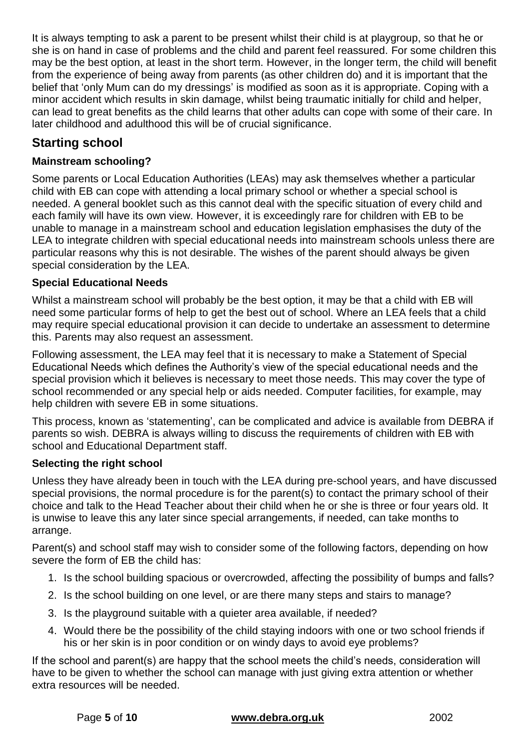It is always tempting to ask a parent to be present whilst their child is at playgroup, so that he or she is on hand in case of problems and the child and parent feel reassured. For some children this may be the best option, at least in the short term. However, in the longer term, the child will benefit from the experience of being away from parents (as other children do) and it is important that the belief that 'only Mum can do my dressings' is modified as soon as it is appropriate. Coping with a minor accident which results in skin damage, whilst being traumatic initially for child and helper, can lead to great benefits as the child learns that other adults can cope with some of their care. In later childhood and adulthood this will be of crucial significance.

## Starting school

### Mainstream schooling?

Some parents or Local Education Authorities (LEAs) may ask themselves whether a particular child with EB can cope with attending a local primary school or whether a special school is needed. A general booklet such as this cannot deal with the specific situation of every child and each family will have its own view. However, it is exceedingly rare for children with EB to be unable to manage in a mainstream school and education legislation emphasises the duty of the LEA to integrate children with special educational needs into mainstream schools unless there are particular reasons why this is not desirable. The wishes of the parent should always be given special consideration by the LEA.

### Special Educational Needs

Whilst a mainstream school will probably be the best option, it may be that a child with EB will need some particular forms of help to get the best out of school. Where an LEA feels that a child may require special educational provision it can decide to undertake an assessment to determine this. Parents may also request an assessment.

Following assessment, the LEA may feel that it is necessary to make a Statement of Special Educational Needs which defines the Authority's view of the special educational needs and the special provision which it believes is necessary to meet those needs. This may cover the type of school recommended or any special help or aids needed. Computer facilities, for example, may help children with severe EB in some situations.

This process, known as 'statementing', can be complicated and advice is available from DEBRA if parents so wish. DEBRA is always willing to discuss the requirements of children with EB with school and Educational Department staff.

### Selecting the right school

Unless they have already been in touch with the LEA during pre-school years, and have discussed special provisions, the normal procedure is for the parent(s) to contact the primary school of their choice and talk to the Head Teacher about their child when he or she is three or four years old. It is unwise to leave this any later since special arrangements, if needed, can take months to arrange.

Parent(s) and school staff may wish to consider some of the following factors, depending on how severe the form of EB the child has:

1. Is the school building spacious or overcrowded, affecting the possibility of bumps and falls?
2. Is the school building on one level, or are there many steps and stairs to manage?
3. Is the playground suitable with a quieter area available, if needed?
4. Would there be the possibility of the child staying indoors with one or two school friends if his or her skin is in poor condition or on windy days to avoid eye problems?

If the school and parent(s) are happy that the school meets the child's needs, consideration will have to be given to whether the school can manage with just giving extra attention or whether extra resources will be needed.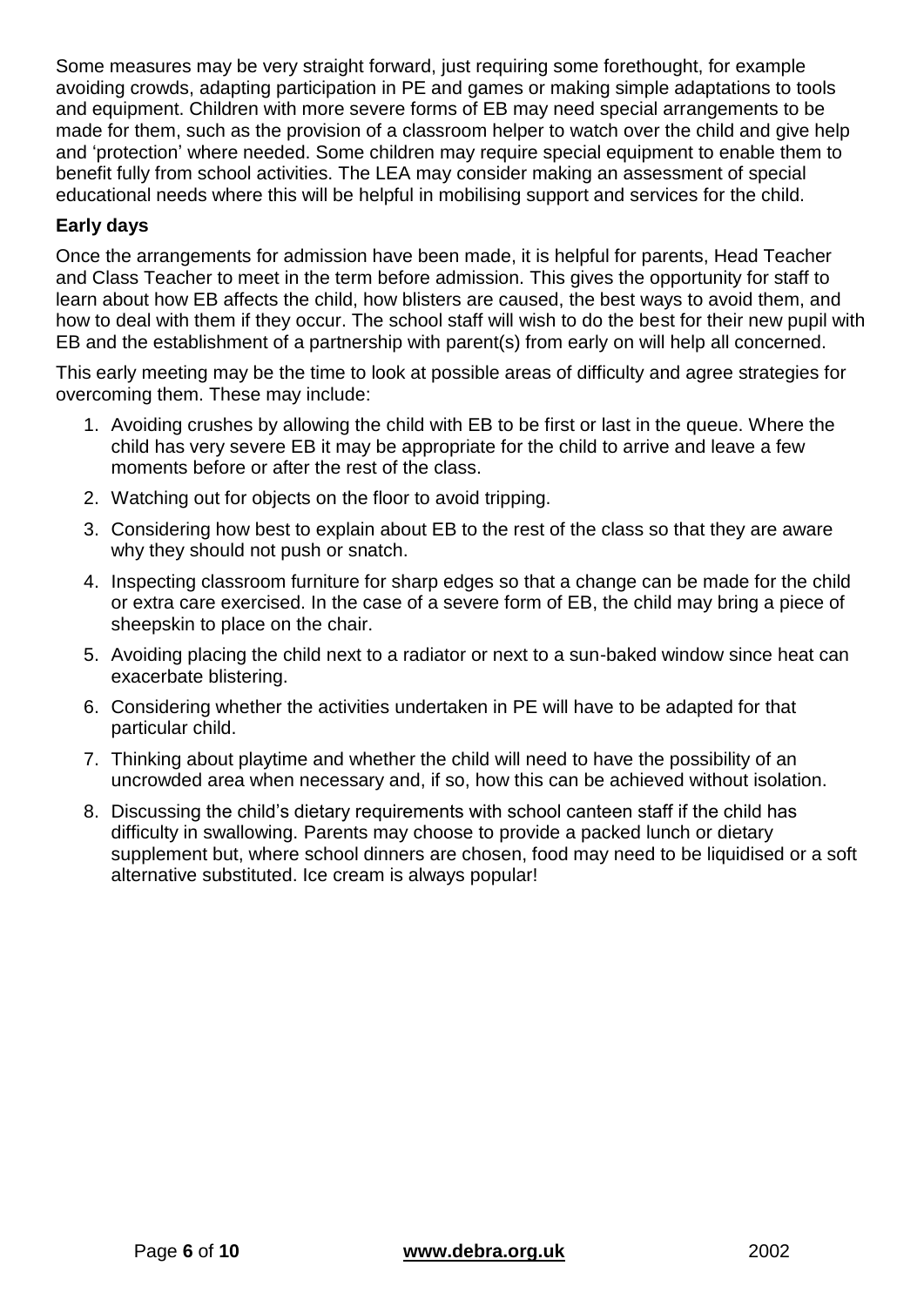Some measures may be very straight forward, just requiring some forethought, for example avoiding crowds, adapting participation in PE and games or making simple adaptations to tools and equipment. Children with more severe forms of EB may need special arrangements to be made for them, such as the provision of a classroom helper to watch over the child and give help and 'protection' where needed. Some children may require special equipment to enable them to benefit fully from school activities. The LEA may consider making an assessment of special educational needs where this will be helpful in mobilising support and services for the child.

**Early days**

Once the arrangements for admission have been made, it is helpful for parents, Head Teacher and Class Teacher to meet in the term before admission. This gives the opportunity for staff to learn about how EB affects the child, how blisters are caused, the best ways to avoid them, and how to deal with them if they occur. The school staff will wish to do the best for their new pupil with EB and the establishment of a partnership with parent(s) from early on will help all concerned.

This early meeting may be the time to look at possible areas of difficulty and agree strategies for overcoming them. These may include:

1. Avoiding crushes by allowing the child with EB to be first or last in the queue. Where the child has very severe EB it may be appropriate for the child to arrive and leave a few moments before or after the rest of the class.
2. Watching out for objects on the floor to avoid tripping.
3. Considering how best to explain about EB to the rest of the class so that they are aware why they should not push or snatch.
4. Inspecting classroom furniture for sharp edges so that a change can be made for the child or extra care exercised. In the case of a severe form of EB, the child may bring a piece of sheepskin to place on the chair.
5. Avoiding placing the child next to a radiator or next to a sun-baked window since heat can exacerbate blistering.
6. Considering whether the activities undertaken in PE will have to be adapted for that particular child.
7. Thinking about playtime and whether the child will need to have the possibility of an uncrowded area when necessary and, if so, how this can be achieved without isolation.
8. Discussing the child's dietary requirements with school canteen staff if the child has difficulty in swallowing. Parents may choose to provide a packed lunch or dietary supplement but, where school dinners are chosen, food may need to be liquidised or a soft alternative substituted. Ice cream is always popular!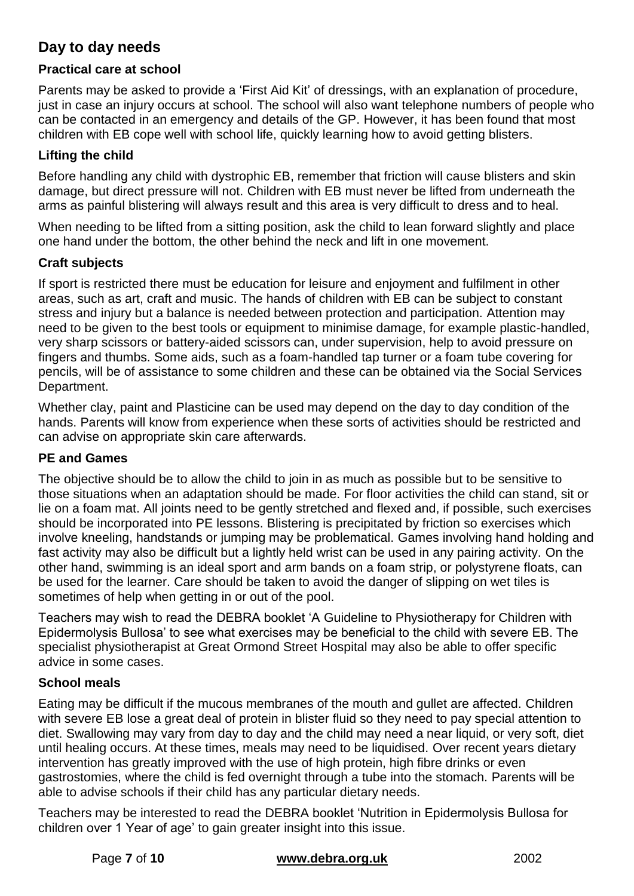## Day to day needs

### Practical care at school

Parents may be asked to provide a 'First Aid Kit' of dressings, with an explanation of procedure, just in case an injury occurs at school. The school will also want telephone numbers of people who can be contacted in an emergency and details of the GP. However, it has been found that most children with EB cope well with school life, quickly learning how to avoid getting blisters.

### Lifting the child

Before handling any child with dystrophic EB, remember that friction will cause blisters and skin damage, but direct pressure will not. Children with EB must never be lifted from underneath the arms as painful blistering will always result and this area is very difficult to dress and to heal.

When needing to be lifted from a sitting position, ask the child to lean forward slightly and place one hand under the bottom, the other behind the neck and lift in one movement.

### Craft subjects

If sport is restricted there must be education for leisure and enjoyment and fulfilment in other areas, such as art, craft and music. The hands of children with EB can be subject to constant stress and injury but a balance is needed between protection and participation. Attention may need to be given to the best tools or equipment to minimise damage, for example plastic-handled, very sharp scissors or battery-aided scissors can, under supervision, help to avoid pressure on fingers and thumbs. Some aids, such as a foam-handled tap turner or a foam tube covering for pencils, will be of assistance to some children and these can be obtained via the Social Services Department.

Whether clay, paint and Plasticine can be used may depend on the day to day condition of the hands. Parents will know from experience when these sorts of activities should be restricted and can advise on appropriate skin care afterwards.

### PE and Games

The objective should be to allow the child to join in as much as possible but to be sensitive to those situations when an adaptation should be made. For floor activities the child can stand, sit or lie on a foam mat. All joints need to be gently stretched and flexed and, if possible, such exercises should be incorporated into PE lessons. Blistering is precipitated by friction so exercises which involve kneeling, handstands or jumping may be problematical. Games involving hand holding and fast activity may also be difficult but a lightly held wrist can be used in any pairing activity. On the other hand, swimming is an ideal sport and arm bands on a foam strip, or polystyrene floats, can be used for the learner. Care should be taken to avoid the danger of slipping on wet tiles is sometimes of help when getting in or out of the pool.

Teachers may wish to read the DEBRA booklet 'A Guideline to Physiotherapy for Children with Epidermolysis Bullosa' to see what exercises may be beneficial to the child with severe EB. The specialist physiotherapist at Great Ormond Street Hospital may also be able to offer specific advice in some cases.

### School meals

Eating may be difficult if the mucous membranes of the mouth and gullet are affected. Children with severe EB lose a great deal of protein in blister fluid so they need to pay special attention to diet. Swallowing may vary from day to day and the child may need a near liquid, or very soft, diet until healing occurs. At these times, meals may need to be liquidised. Over recent years dietary intervention has greatly improved with the use of high protein, high fibre drinks or even gastrostomies, where the child is fed overnight through a tube into the stomach. Parents will be able to advise schools if their child has any particular dietary needs.

Teachers may be interested to read the DEBRA booklet 'Nutrition in Epidermolysis Bullosa for children over 1 Year of age' to gain greater insight into this issue.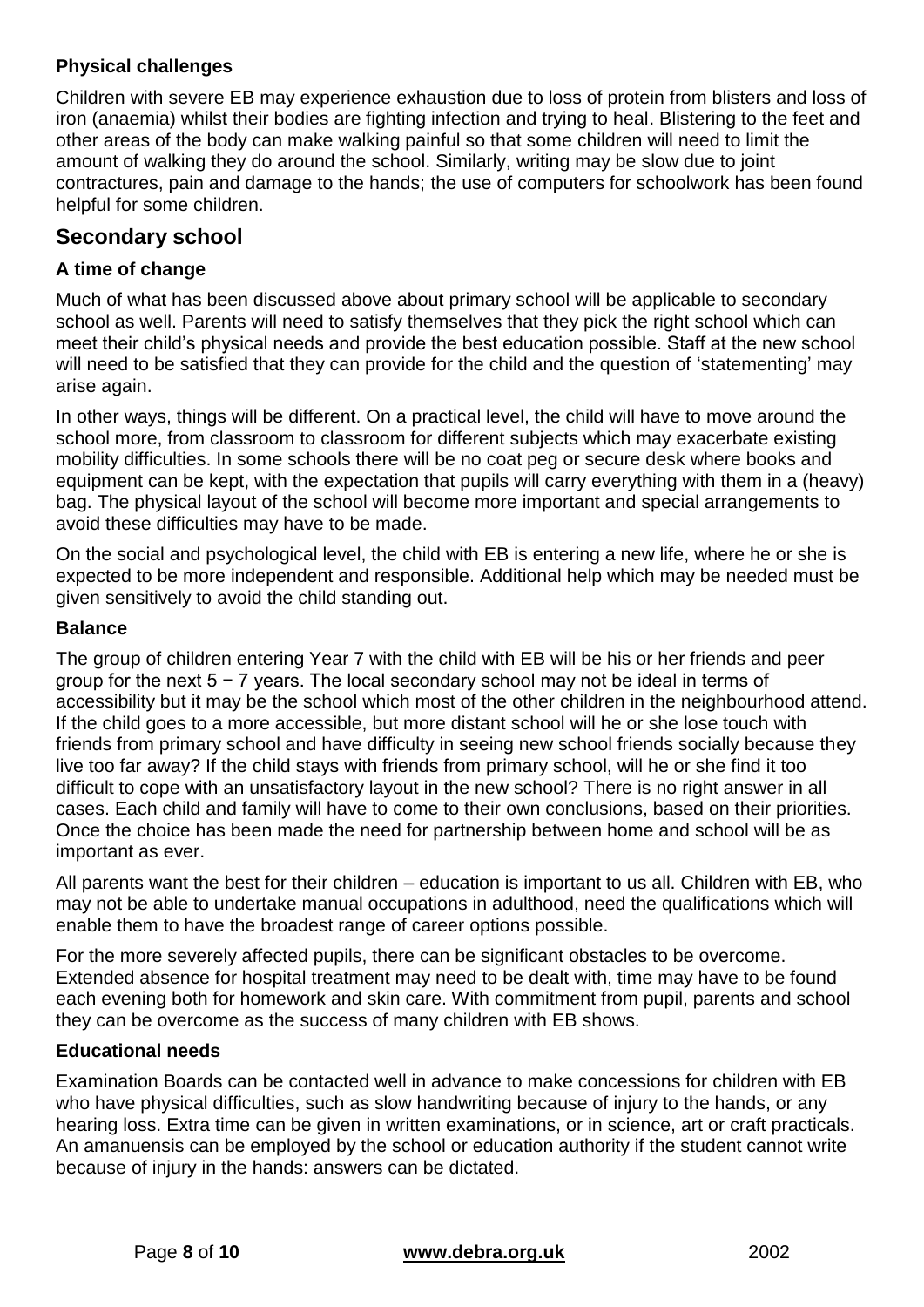### Physical challenges

Children with severe EB may experience exhaustion due to loss of protein from blisters and loss of iron (anaemia) whilst their bodies are fighting infection and trying to heal. Blistering to the feet and other areas of the body can make walking painful so that some children will need to limit the amount of walking they do around the school. Similarly, writing may be slow due to joint contractures, pain and damage to the hands; the use of computers for schoolwork has been found helpful for some children.

## Secondary school

### A time of change

Much of what has been discussed above about primary school will be applicable to secondary school as well. Parents will need to satisfy themselves that they pick the right school which can meet their child's physical needs and provide the best education possible. Staff at the new school will need to be satisfied that they can provide for the child and the question of 'statementing' may arise again.

In other ways, things will be different. On a practical level, the child will have to move around the school more, from classroom to classroom for different subjects which may exacerbate existing mobility difficulties. In some schools there will be no coat peg or secure desk where books and equipment can be kept, with the expectation that pupils will carry everything with them in a (heavy) bag. The physical layout of the school will become more important and special arrangements to avoid these difficulties may have to be made.

On the social and psychological level, the child with EB is entering a new life, where he or she is expected to be more independent and responsible. Additional help which may be needed must be given sensitively to avoid the child standing out.

### Balance

The group of children entering Year 7 with the child with EB will be his or her friends and peer group for the next 5 − 7 years. The local secondary school may not be ideal in terms of accessibility but it may be the school which most of the other children in the neighbourhood attend. If the child goes to a more accessible, but more distant school will he or she lose touch with friends from primary school and have difficulty in seeing new school friends socially because they live too far away? If the child stays with friends from primary school, will he or she find it too difficult to cope with an unsatisfactory layout in the new school? There is no right answer in all cases. Each child and family will have to come to their own conclusions, based on their priorities. Once the choice has been made the need for partnership between home and school will be as important as ever.

All parents want the best for their children – education is important to us all. Children with EB, who may not be able to undertake manual occupations in adulthood, need the qualifications which will enable them to have the broadest range of career options possible.

For the more severely affected pupils, there can be significant obstacles to be overcome. Extended absence for hospital treatment may need to be dealt with, time may have to be found each evening both for homework and skin care. With commitment from pupil, parents and school they can be overcome as the success of many children with EB shows.

### Educational needs

Examination Boards can be contacted well in advance to make concessions for children with EB who have physical difficulties, such as slow handwriting because of injury to the hands, or any hearing loss. Extra time can be given in written examinations, or in science, art or craft practicals. An amanuensis can be employed by the school or education authority if the student cannot write because of injury in the hands: answers can be dictated.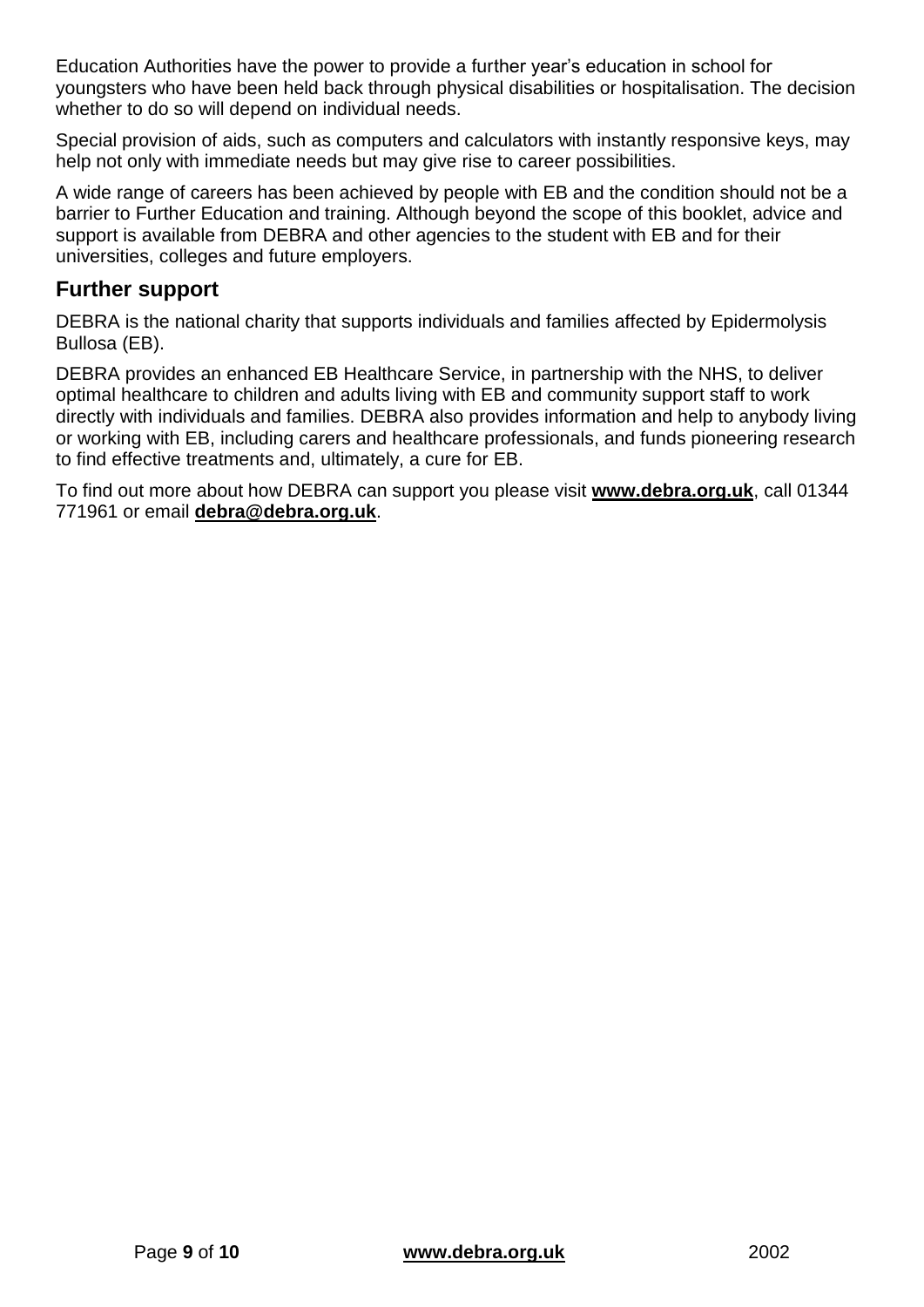Education Authorities have the power to provide a further year's education in school for youngsters who have been held back through physical disabilities or hospitalisation. The decision whether to do so will depend on individual needs.

Special provision of aids, such as computers and calculators with instantly responsive keys, may help not only with immediate needs but may give rise to career possibilities.

A wide range of careers has been achieved by people with EB and the condition should not be a barrier to Further Education and training. Although beyond the scope of this booklet, advice and support is available from DEBRA and other agencies to the student with EB and for their universities, colleges and future employers.

## Further support

DEBRA is the national charity that supports individuals and families affected by Epidermolysis Bullosa (EB).

DEBRA provides an enhanced EB Healthcare Service, in partnership with the NHS, to deliver optimal healthcare to children and adults living with EB and community support staff to work directly with individuals and families. DEBRA also provides information and help to anybody living or working with EB, including carers and healthcare professionals, and funds pioneering research to find effective treatments and, ultimately, a cure for EB.

To find out more about how DEBRA can support you please visit **www.debra.org.uk**, call 01344 771961 or email **debra@debra.org.uk**.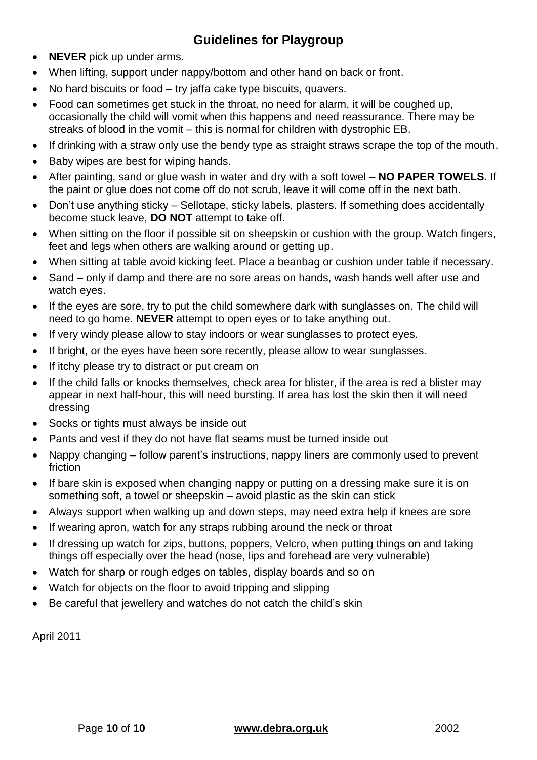## Guidelines for Playgroup

- **NEVER** pick up under arms.
- When lifting, support under nappy/bottom and other hand on back or front.
- No hard biscuits or food – try jaffa cake type biscuits, quavers.
- Food can sometimes get stuck in the throat, no need for alarm, it will be coughed up, occasionally the child will vomit when this happens and need reassurance. There may be streaks of blood in the vomit – this is normal for children with dystrophic EB.
- If drinking with a straw only use the bendy type as straight straws scrape the top of the mouth.
- Baby wipes are best for wiping hands.
- After painting, sand or glue wash in water and dry with a soft towel – **NO PAPER TOWELS.** If the paint or glue does not come off do not scrub, leave it will come off in the next bath.
- Don't use anything sticky – Sellotape, sticky labels, plasters. If something does accidentally become stuck leave, **DO NOT** attempt to take off.
- When sitting on the floor if possible sit on sheepskin or cushion with the group. Watch fingers, feet and legs when others are walking around or getting up.
- When sitting at table avoid kicking feet. Place a beanbag or cushion under table if necessary.
- Sand – only if damp and there are no sore areas on hands, wash hands well after use and watch eyes.
- If the eyes are sore, try to put the child somewhere dark with sunglasses on. The child will need to go home. **NEVER** attempt to open eyes or to take anything out.
- If very windy please allow to stay indoors or wear sunglasses to protect eyes.
- If bright, or the eyes have been sore recently, please allow to wear sunglasses.
- If itchy please try to distract or put cream on
- If the child falls or knocks themselves, check area for blister, if the area is red a blister may appear in next half-hour, this will need bursting. If area has lost the skin then it will need dressing
- Socks or tights must always be inside out
- Pants and vest if they do not have flat seams must be turned inside out
- Nappy changing – follow parent's instructions, nappy liners are commonly used to prevent friction
- If bare skin is exposed when changing nappy or putting on a dressing make sure it is on something soft, a towel or sheepskin – avoid plastic as the skin can stick
- Always support when walking up and down steps, may need extra help if knees are sore
- If wearing apron, watch for any straps rubbing around the neck or throat
- If dressing up watch for zips, buttons, poppers, Velcro, when putting things on and taking things off especially over the head (nose, lips and forehead are very vulnerable)
- Watch for sharp or rough edges on tables, display boards and so on
- Watch for objects on the floor to avoid tripping and slipping
- Be careful that jewellery and watches do not catch the child's skin

April 2011